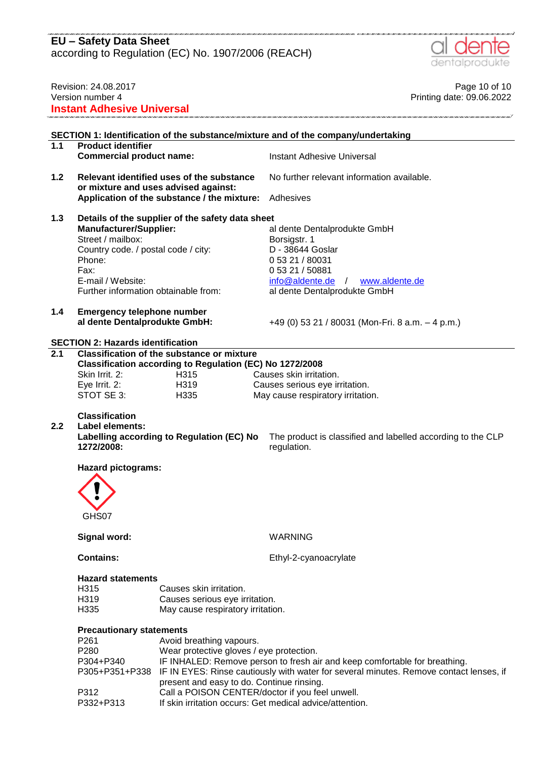# EU – Safety Data Sheet
according to Regulation (EC) No. 1907/2006 (REACH)

Revision: 24.08.2017
Version number 4

Printing date: 09.06.2022

**Instant Adhesive Universal**

## SECTION 1: Identification of the substance/mixture and of the company/undertaking

**1.1 Product identifier**

**Commercial product name:** Instant Adhesive Universal

**1.2 Relevant identified uses of the substance or mixture and uses advised against:** No further relevant information available.

**Application of the substance / the mixture:** Adhesives

**1.3 Details of the supplier of the safety data sheet**

| | |
|---|---|
| **Manufacturer/Supplier:** | al dente Dentalprodukte GmbH |
| Street / mailbox: | Borsigstr. 1 |
| Country code. / postal code / city: | D - 38644 Goslar |
| Phone: | 0 53 21 / 80031 |
| Fax: | 0 53 21 / 50881 |
| E-mail / Website: | info@aldente.de / www.aldente.de |
| Further information obtainable from: | al dente Dentalprodukte GmbH |

**1.4 Emergency telephone number**

**al dente Dentalprodukte GmbH:** +49 (0) 53 21 / 80031 (Mon-Fri. 8 a.m. – 4 p.m.)

## SECTION 2: Hazards identification

**2.1 Classification of the substance or mixture**

**Classification according to Regulation (EC) No 1272/2008**

| | | |
|---|---|---|
| Skin Irrit. 2: | H315 | Causes skin irritation. |
| Eye Irrit. 2: | H319 | Causes serious eye irritation. |
| STOT SE 3: | H335 | May cause respiratory irritation. |

**Classification**

**2.2 Label elements:**

**Labelling according to Regulation (EC) No 1272/2008:** The product is classified and labelled according to the CLP regulation.

**Hazard pictograms:**

GHS07

**Signal word:** WARNING

**Contains:** Ethyl-2-cyanoacrylate

**Hazard statements**

| | |
|---|---|
| H315 | Causes skin irritation. |
| H319 | Causes serious eye irritation. |
| H335 | May cause respiratory irritation. |

**Precautionary statements**

| | |
|---|---|
| P261 | Avoid breathing vapours. |
| P280 | Wear protective gloves / eye protection. |
| P304+P340 | IF INHALED: Remove person to fresh air and keep comfortable for breathing. |
| P305+P351+P338 | IF IN EYES: Rinse cautiously with water for several minutes. Remove contact lenses, if present and easy to do. Continue rinsing. |
| P312 | Call a POISON CENTER/doctor if you feel unwell. |
| P332+P313 | If skin irritation occurs: Get medical advice/attention. |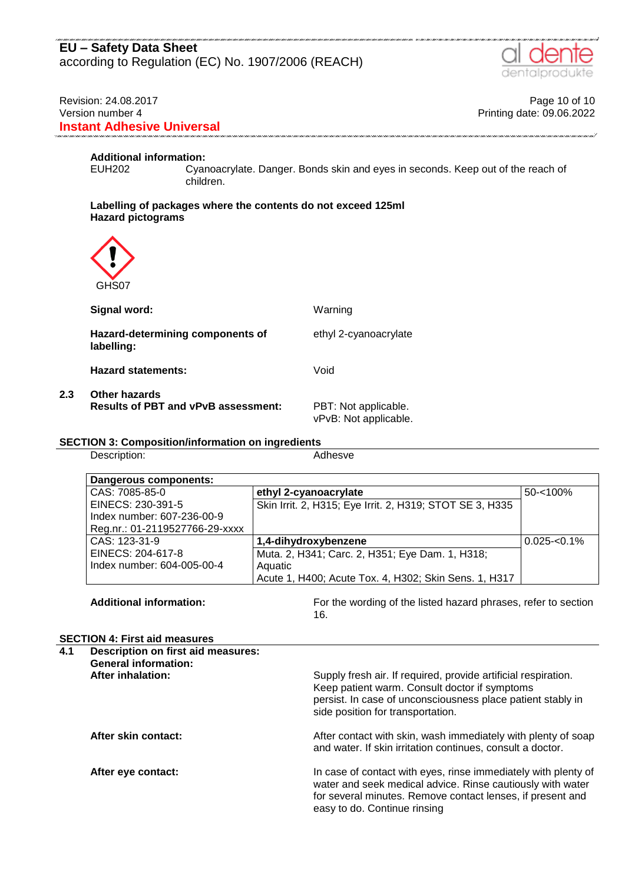**Additional information:**

EUH202 Cyanoacrylate. Danger. Bonds skin and eyes in seconds. Keep out of the reach of children.

**Labelling of packages where the contents do not exceed 125ml**

**Hazard pictograms**

GHS07

**Signal word:** Warning

**Hazard-determining components of labelling:** ethyl 2-cyanoacrylate

**Hazard statements:** Void

**2.3 Other hazards**

**Results of PBT and vPvB assessment:** PBT: Not applicable.
vPvB: Not applicable.

## SECTION 3: Composition/information on ingredients

Description: Adhesve

| Dangerous components: | | |
|---|---|---|
| CAS: 7085-85-0<br>EINECS: 230-391-5<br>Index number: 607-236-00-9<br>Reg.nr.: 01-2119527766-29-xxxx | **ethyl 2-cyanoacrylate**<br>Skin Irrit. 2, H315; Eye Irrit. 2, H319; STOT SE 3, H335 | 50-<100% |
| CAS: 123-31-9<br>EINECS: 204-617-8<br>Index number: 604-005-00-4 | **1,4-dihydroxybenzene**<br>Muta. 2, H341; Carc. 2, H351; Eye Dam. 1, H318; Aquatic Acute 1, H400; Acute Tox. 4, H302; Skin Sens. 1, H317 | 0.025-<0.1% |

**Additional information:** For the wording of the listed hazard phrases, refer to section 16.

## SECTION 4: First aid measures

**4.1 Description on first aid measures:**

**General information:**

**After inhalation:** Supply fresh air. If required, provide artificial respiration. Keep patient warm. Consult doctor if symptoms persist. In case of unconsciousness place patient stably in side position for transportation.

**After skin contact:** After contact with skin, wash immediately with plenty of soap and water. If skin irritation continues, consult a doctor.

**After eye contact:** In case of contact with eyes, rinse immediately with plenty of water and seek medical advice. Rinse cautiously with water for several minutes. Remove contact lenses, if present and easy to do. Continue rinsing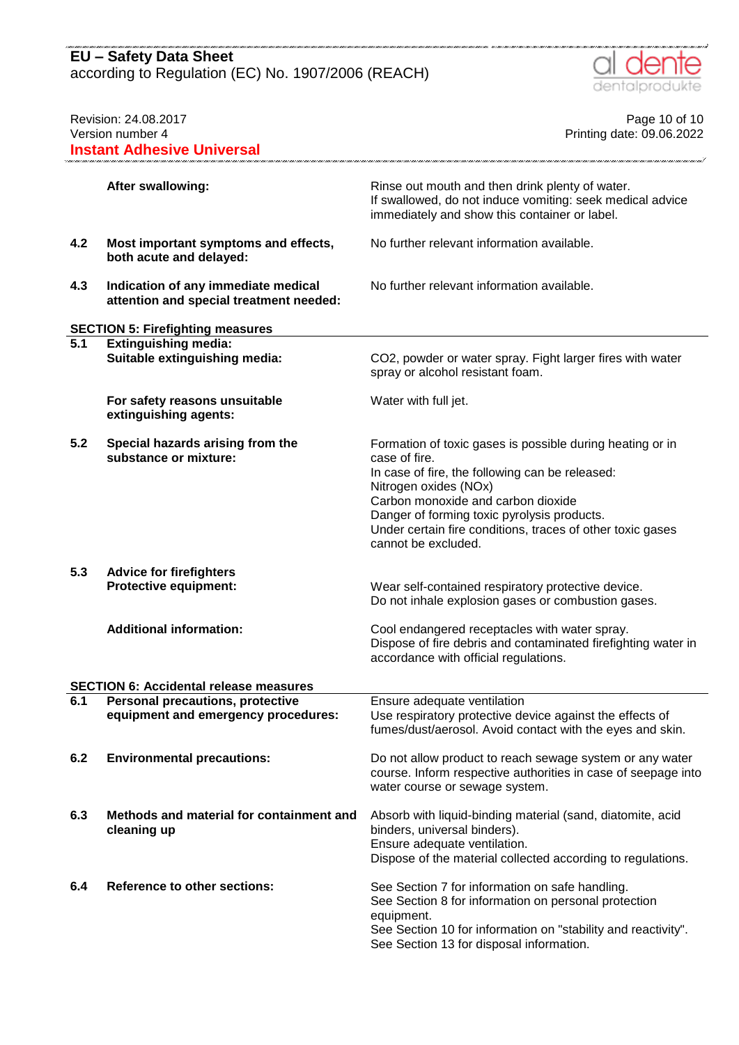**After swallowing:** Rinse out mouth and then drink plenty of water.
If swallowed, do not induce vomiting: seek medical advice immediately and show this container or label.

**4.2 Most important symptoms and effects, both acute and delayed:** No further relevant information available.

**4.3 Indication of any immediate medical attention and special treatment needed:** No further relevant information available.

## SECTION 5: Firefighting measures

**5.1 Extinguishing media:**

**Suitable extinguishing media:** $CO_2$, powder or water spray. Fight larger fires with water spray or alcohol resistant foam.

**For safety reasons unsuitable extinguishing agents:** Water with full jet.

**5.2 Special hazards arising from the substance or mixture:** Formation of toxic gases is possible during heating or in case of fire.
In case of fire, the following can be released:
Nitrogen oxides (NOx)
Carbon monoxide and carbon dioxide
Danger of forming toxic pyrolysis products.
Under certain fire conditions, traces of other toxic gases cannot be excluded.

**5.3 Advice for firefighters**

**Protective equipment:** Wear self-contained respiratory protective device.
Do not inhale explosion gases or combustion gases.

**Additional information:** Cool endangered receptacles with water spray.
Dispose of fire debris and contaminated firefighting water in accordance with official regulations.

## SECTION 6: Accidental release measures

**6.1 Personal precautions, protective equipment and emergency procedures:** Ensure adequate ventilation
Use respiratory protective device against the effects of fumes/dust/aerosol. Avoid contact with the eyes and skin.

**6.2 Environmental precautions:** Do not allow product to reach sewage system or any water course. Inform respective authorities in case of seepage into water course or sewage system.

**6.3 Methods and material for containment and cleaning up** Absorb with liquid-binding material (sand, diatomite, acid binders, universal binders).
Ensure adequate ventilation.
Dispose of the material collected according to regulations.

**6.4 Reference to other sections:** See Section 7 for information on safe handling.
See Section 8 for information on personal protection equipment.
See Section 10 for information on "stability and reactivity".
See Section 13 for disposal information.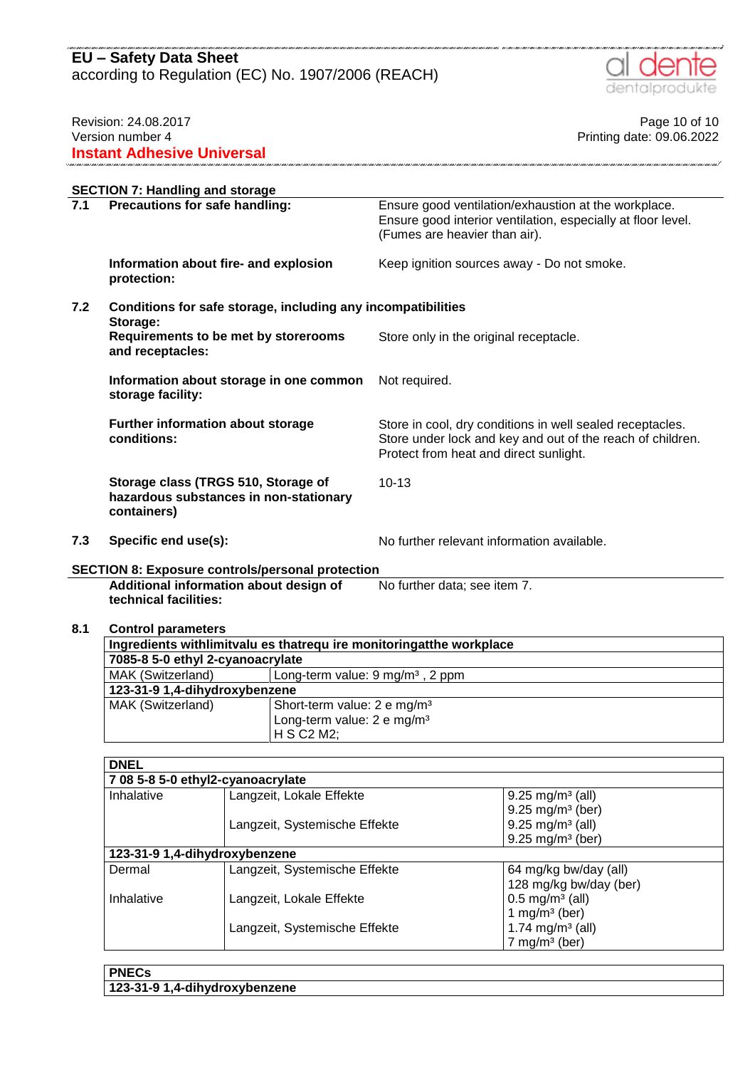## SECTION 7: Handling and storage

**7.1 Precautions for safe handling:** Ensure good ventilation/exhaustion at the workplace. Ensure good interior ventilation, especially at floor level. (Fumes are heavier than air).

**Information about fire- and explosion protection:** Keep ignition sources away - Do not smoke.

**7.2 Conditions for safe storage, including any incompatibilities**

**Storage:**

**Requirements to be met by storerooms and receptacles:** Store only in the original receptacle.

**Information about storage in one common storage facility:** Not required.

**Further information about storage conditions:** Store in cool, dry conditions in well sealed receptacles. Store under lock and key and out of the reach of children. Protect from heat and direct sunlight.

**Storage class (TRGS 510, Storage of hazardous substances in non-stationary containers)** 10-13

**7.3 Specific end use(s):** No further relevant information available.

## SECTION 8: Exposure controls/personal protection

**Additional information about design of technical facilities:** No further data; see item 7.

**8.1 Control parameters**

| Ingredients withlimitvalu es thatrequ ire monitoringatthe workplace | |
|---|---|
| **7085-8 5-0 ethyl 2-cyanoacrylate** | |
| MAK (Switzerland) | Long-term value: 9 mg/m³ , 2 ppm |
| **123-31-9 1,4-dihydroxybenzene** | |
| MAK (Switzerland) | Short-term value: 2 e mg/m³<br>Long-term value: 2 e mg/m³<br>H S C2 M2; |

| DNEL | | |
|---|---|---|
| **7 08 5-8 5-0 ethyl2-cyanoacrylate** | | |
| Inhalative | Langzeit, Lokale Effekte | 9.25 mg/m³ (all)<br>9.25 mg/m³ (ber) |
| | Langzeit, Systemische Effekte | 9.25 mg/m³ (all)<br>9.25 mg/m³ (ber) |
| **123-31-9 1,4-dihydroxybenzene** | | |
| Dermal | Langzeit, Systemische Effekte | 64 mg/kg bw/day (all)<br>128 mg/kg bw/day (ber) |
| Inhalative | Langzeit, Lokale Effekte | 0.5 mg/m³ (all)<br>1 mg/m³ (ber) |
| | Langzeit, Systemische Effekte | 1.74 mg/m³ (all)<br>7 mg/m³ (ber) |

| PNECs |
|---|
| **123-31-9 1,4-dihydroxybenzene** |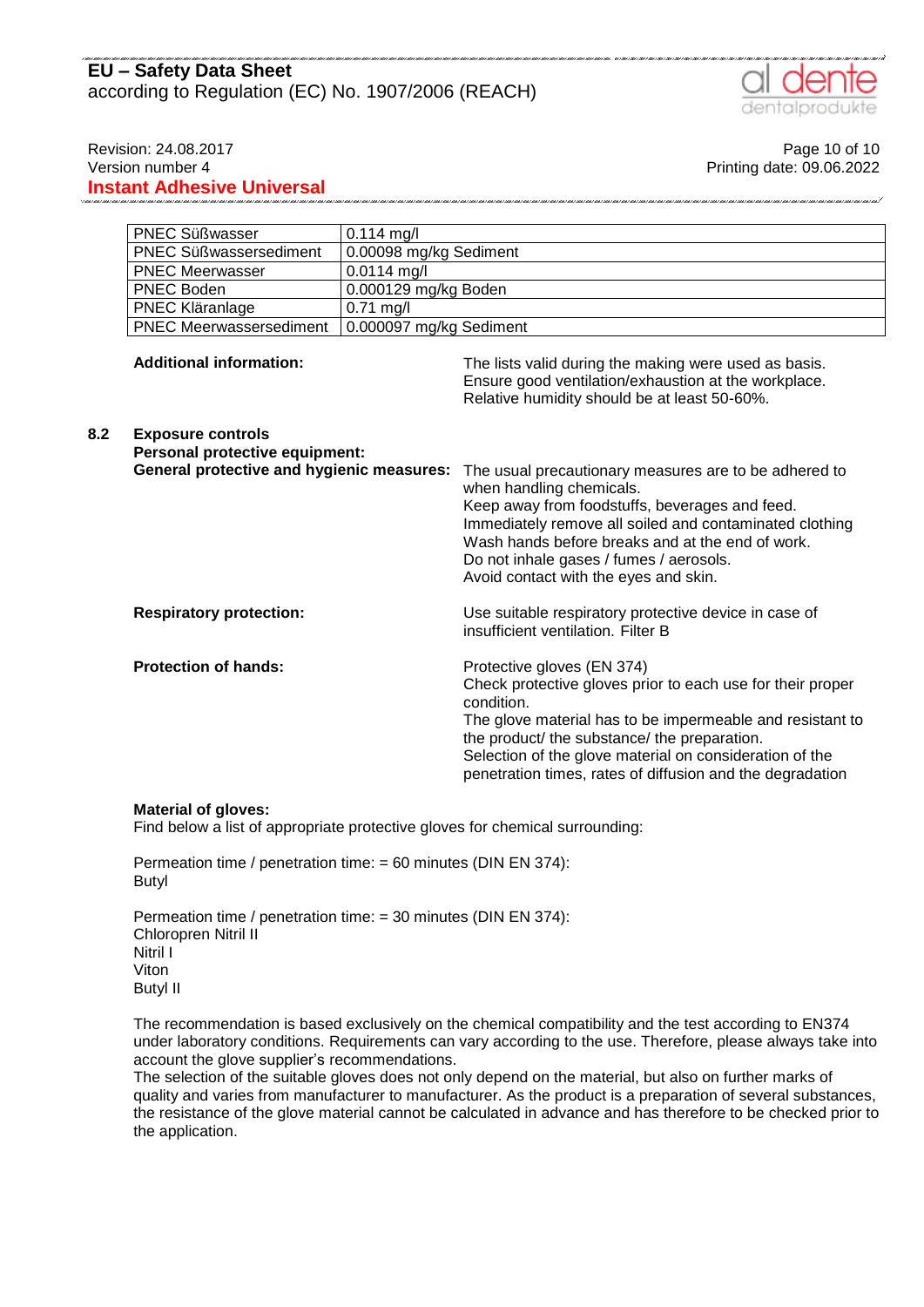| PNEC Süßwasser | 0.114 mg/l |
|---|---|
| PNEC Süßwassersediment | 0.00098 mg/kg Sediment |
| PNEC Meerwasser | 0.0114 mg/l |
| PNEC Boden | 0.000129 mg/kg Boden |
| PNEC Kläranlage | 0.71 mg/l |
| PNEC Meerwassersediment | 0.000097 mg/kg Sediment |

**Additional information:** The lists valid during the making were used as basis. Ensure good ventilation/exhaustion at the workplace. Relative humidity should be at least 50-60%.

### 8.2 Exposure controls

**Personal protective equipment:**

**General protective and hygienic measures:** The usual precautionary measures are to be adhered to when handling chemicals.
Keep away from foodstuffs, beverages and feed.
Immediately remove all soiled and contaminated clothing
Wash hands before breaks and at the end of work.
Do not inhale gases / fumes / aerosols.
Avoid contact with the eyes and skin.

**Respiratory protection:** Use suitable respiratory protective device in case of insufficient ventilation. Filter B

**Protection of hands:** Protective gloves (EN 374)
Check protective gloves prior to each use for their proper condition.
The glove material has to be impermeable and resistant to the product/ the substance/ the preparation.
Selection of the glove material on consideration of the penetration times, rates of diffusion and the degradation

**Material of gloves:**
Find below a list of appropriate protective gloves for chemical surrounding:

Permeation time / penetration time: = 60 minutes (DIN EN 374):
Butyl

Permeation time / penetration time: = 30 minutes (DIN EN 374):
Chloropren Nitril II
Nitril I
Viton
Butyl II

The recommendation is based exclusively on the chemical compatibility and the test according to EN374 under laboratory conditions. Requirements can vary according to the use. Therefore, please always take into account the glove supplier's recommendations.
The selection of the suitable gloves does not only depend on the material, but also on further marks of quality and varies from manufacturer to manufacturer. As the product is a preparation of several substances, the resistance of the glove material cannot be calculated in advance and has therefore to be checked prior to the application.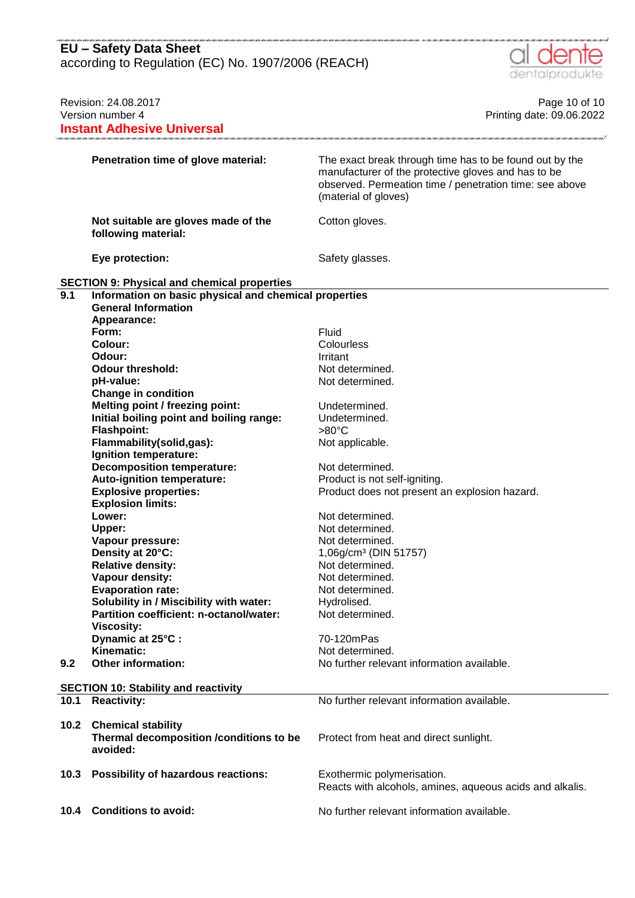**Penetration time of glove material:** The exact break through time has to be found out by the manufacturer of the protective gloves and has to be observed. Permeation time / penetration time: see above (material of gloves)

**Not suitable are gloves made of the following material:** Cotton gloves.

**Eye protection:** Safety glasses.

## SECTION 9: Physical and chemical properties

**9.1 Information on basic physical and chemical properties**

| Property | Value |
|---|---|
| **General Information** | |
| **Appearance:** | |
| **Form:** | Fluid |
| **Colour:** | Colourless |
| **Odour:** | Irritant |
| **Odour threshold:** | Not determined. |
| **pH-value:** | Not determined. |
| **Change in condition** | |
| **Melting point / freezing point:** | Undetermined. |
| **Initial boiling point and boiling range:** | Undetermined. |
| **Flashpoint:** | >80°C |
| **Flammability(solid,gas):** | Not applicable. |
| **Ignition temperature:** | |
| **Decomposition temperature:** | Not determined. |
| **Auto-ignition temperature:** | Product is not self-igniting. |
| **Explosive properties:** | Product does not present an explosion hazard. |
| **Explosion limits:** | |
| **Lower:** | Not determined. |
| **Upper:** | Not determined. |
| **Vapour pressure:** | Not determined. |
| **Density at 20°C:** | 1,06g/cm³ (DIN 51757) |
| **Relative density:** | Not determined. |
| **Vapour density:** | Not determined. |
| **Evaporation rate:** | Not determined. |
| **Solubility in / Miscibility with water:** | Hydrolised. |
| **Partition coefficient: n-octanol/water:** | Not determined. |
| **Viscosity:** | |
| **Dynamic at 25°C :** | 70-120mPas |
| **Kinematic:** | Not determined. |

**9.2 Other information:** No further relevant information available.

## SECTION 10: Stability and reactivity

**10.1 Reactivity:** No further relevant information available.

**10.2 Chemical stability**

**Thermal decomposition /conditions to be avoided:** Protect from heat and direct sunlight.

**10.3 Possibility of hazardous reactions:** Exothermic polymerisation.
Reacts with alcohols, amines, aqueous acids and alkalis.

**10.4 Conditions to avoid:** No further relevant information available.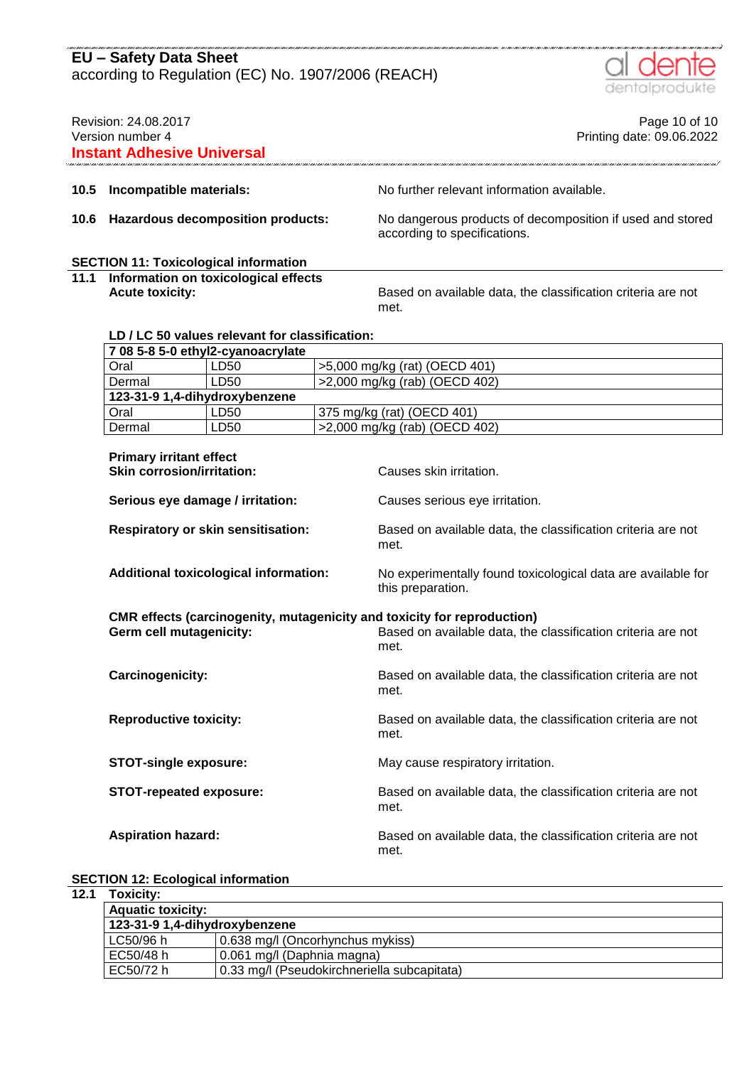**10.5 Incompatible materials:** No further relevant information available.

**10.6 Hazardous decomposition products:** No dangerous products of decomposition if used and stored according to specifications.

## SECTION 11: Toxicological information

**11.1 Information on toxicological effects**

**Acute toxicity:** Based on available data, the classification criteria are not met.

**LD / LC 50 values relevant for classification:**

| **7 08 5-8 5-0 ethyl2-cyanoacrylate** | | |
|---|---|---|
| Oral | LD50 | >5,000 mg/kg (rat) (OECD 401) |
| Dermal | LD50 | >2,000 mg/kg (rab) (OECD 402) |
| **123-31-9 1,4-dihydroxybenzene** | | |
| Oral | LD50 | 375 mg/kg (rat) (OECD 401) |
| Dermal | LD50 | >2,000 mg/kg (rab) (OECD 402) |

**Primary irritant effect**

**Skin corrosion/irritation:** Causes skin irritation.

**Serious eye damage / irritation:** Causes serious eye irritation.

**Respiratory or skin sensitisation:** Based on available data, the classification criteria are not met.

**Additional toxicological information:** No experimentally found toxicological data are available for this preparation.

**CMR effects (carcinogenity, mutagenicity and toxicity for reproduction)**

**Germ cell mutagenicity:** Based on available data, the classification criteria are not met.

**Carcinogenicity:** Based on available data, the classification criteria are not met.

**Reproductive toxicity:** Based on available data, the classification criteria are not met.

**STOT-single exposure:** May cause respiratory irritation.

**STOT-repeated exposure:** Based on available data, the classification criteria are not met.

**Aspiration hazard:** Based on available data, the classification criteria are not met.

## SECTION 12: Ecological information

**12.1 Toxicity:**

| **Aquatic toxicity:** | |
|---|---|
| **123-31-9 1,4-dihydroxybenzene** | |
| LC50/96 h | 0.638 mg/l (Oncorhynchus mykiss) |
| EC50/48 h | 0.061 mg/l (Daphnia magna) |
| EC50/72 h | 0.33 mg/l (Pseudokirchneriella subcapitata) |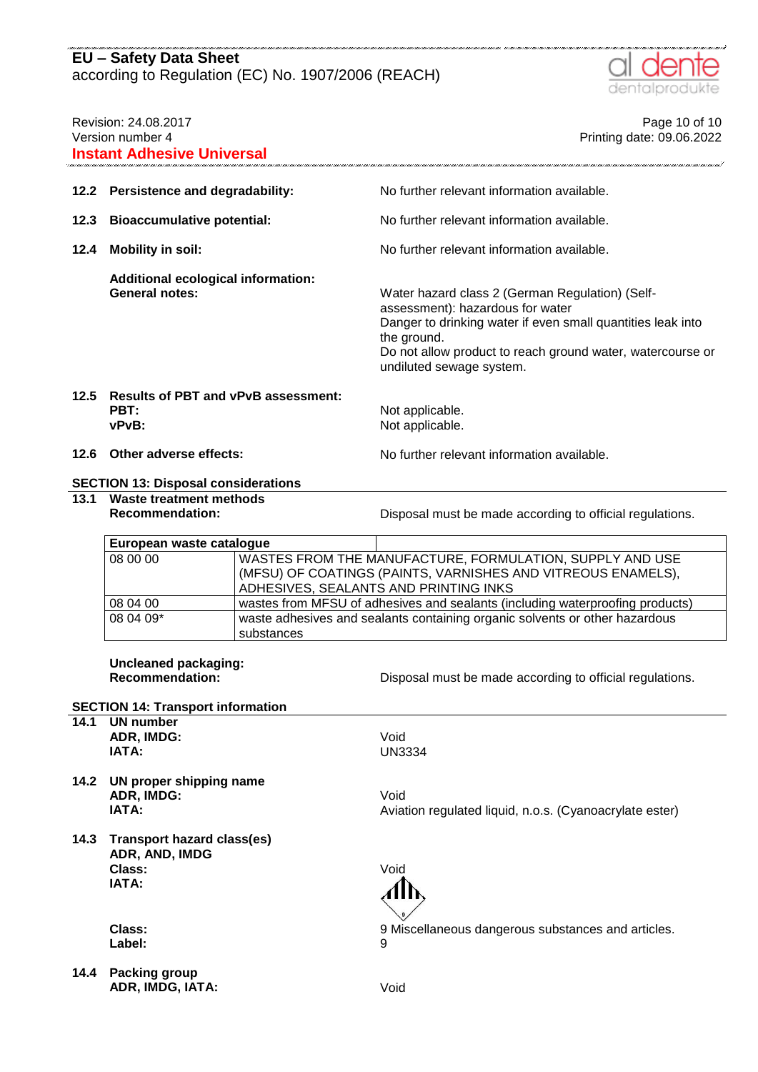**12.2 Persistence and degradability:** No further relevant information available.

**12.3 Bioaccumulative potential:** No further relevant information available.

**12.4 Mobility in soil:** No further relevant information available.

**Additional ecological information:**
**General notes:** Water hazard class 2 (German Regulation) (Self-assessment): hazardous for water
Danger to drinking water if even small quantities leak into the ground.
Do not allow product to reach ground water, watercourse or undiluted sewage system.

**12.5 Results of PBT and vPvB assessment:**
**PBT:** Not applicable.
**vPvB:** Not applicable.

**12.6 Other adverse effects:** No further relevant information available.

## SECTION 13: Disposal considerations

**13.1 Waste treatment methods**
**Recommendation:** Disposal must be made according to official regulations.

| European waste catalogue | |
|---|---|
| 08 00 00 | WASTES FROM THE MANUFACTURE, FORMULATION, SUPPLY AND USE (MFSU) OF COATINGS (PAINTS, VARNISHES AND VITREOUS ENAMELS), ADHESIVES, SEALANTS AND PRINTING INKS |
| 08 04 00 | wastes from MFSU of adhesives and sealants (including waterproofing products) |
| 08 04 09* | waste adhesives and sealants containing organic solvents or other hazardous substances |

**Uncleaned packaging:**
**Recommendation:** Disposal must be made according to official regulations.

## SECTION 14: Transport information

**14.1 UN number**
**ADR, IMDG:** Void
**IATA:** UN3334

**14.2 UN proper shipping name**
**ADR, IMDG:** Void
**IATA:** Aviation regulated liquid, n.o.s. (Cyanoacrylate ester)

**14.3 Transport hazard class(es)**
**ADR, AND, IMDG**
**Class:** Void
**IATA:**

**Class:** 9 Miscellaneous dangerous substances and articles.
**Label:** 9

**14.4 Packing group**
**ADR, IMDG, IATA:** Void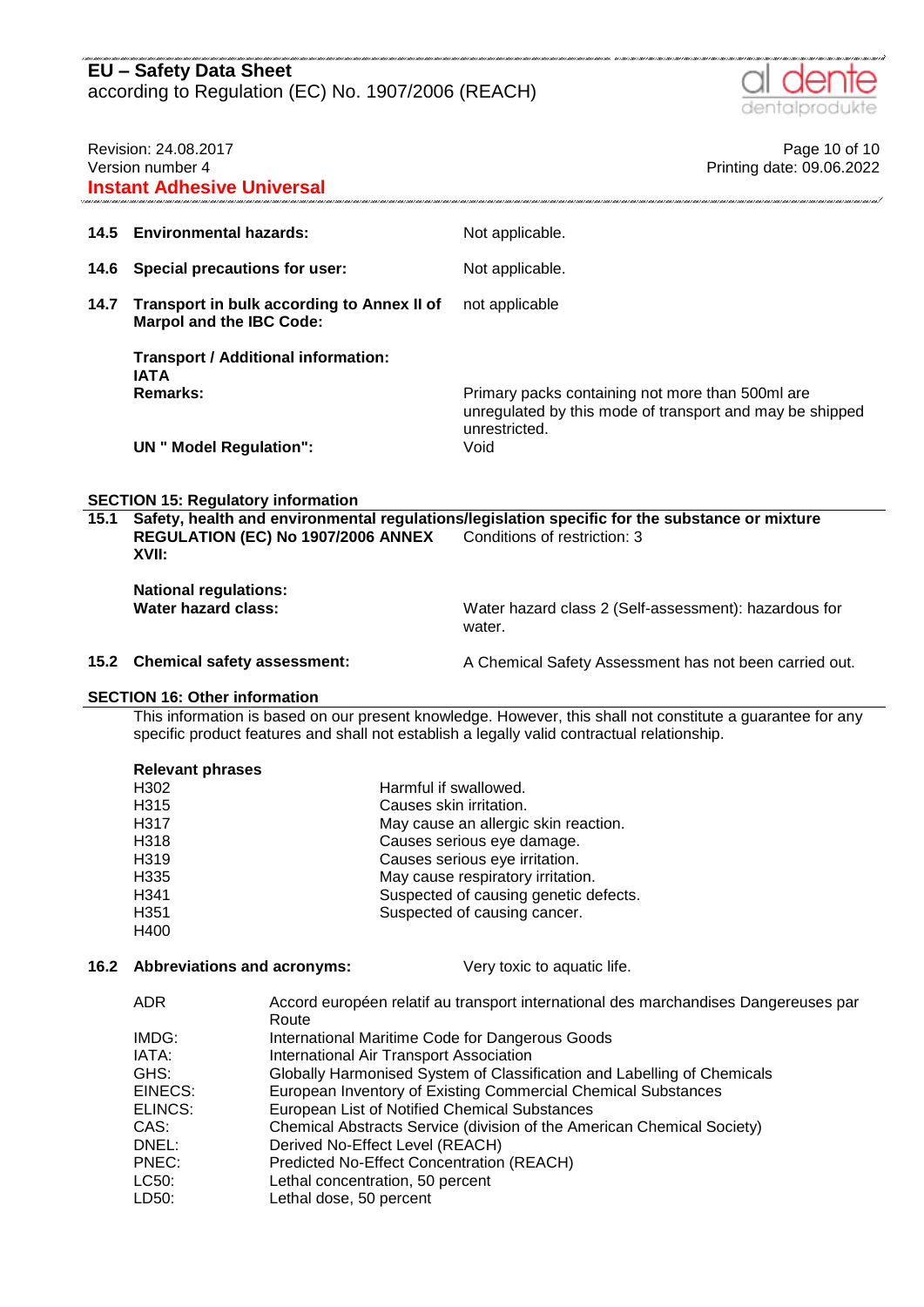| | | |
|---|---|---|
| **14.5** | **Environmental hazards:** | Not applicable. |
| **14.6** | **Special precautions for user:** | Not applicable. |
| **14.7** | **Transport in bulk according to Annex II of Marpol and the IBC Code:** | not applicable |

**Transport / Additional information:**

**IATA**

**Remarks:** Primary packs containing not more than 500ml are unregulated by this mode of transport and may be shipped unrestricted.

**UN " Model Regulation":** Void

## SECTION 15: Regulatory information

**15.1 Safety, health and environmental regulations/legislation specific for the substance or mixture**

**REGULATION (EC) No 1907/2006 ANNEX XVII:** Conditions of restriction: 3

**National regulations:**

**Water hazard class:** Water hazard class 2 (Self-assessment): hazardous for water.

**15.2 Chemical safety assessment:** A Chemical Safety Assessment has not been carried out.

## SECTION 16: Other information

This information is based on our present knowledge. However, this shall not constitute a guarantee for any specific product features and shall not establish a legally valid contractual relationship.

**Relevant phrases**

| | |
|---|---|
| H302 | Harmful if swallowed. |
| H315 | Causes skin irritation. |
| H317 | May cause an allergic skin reaction. |
| H318 | Causes serious eye damage. |
| H319 | Causes serious eye irritation. |
| H335 | May cause respiratory irritation. |
| H341 | Suspected of causing genetic defects. |
| H351 | Suspected of causing cancer. |
| H400 | |

**16.2 Abbreviations and acronyms:** Very toxic to aquatic life.

| | |
|---|---|
| ADR | Accord européen relatif au transport international des marchandises Dangereuses par Route |
| IMDG: | International Maritime Code for Dangerous Goods |
| IATA: | International Air Transport Association |
| GHS: | Globally Harmonised System of Classification and Labelling of Chemicals |
| EINECS: | European Inventory of Existing Commercial Chemical Substances |
| ELINCS: | European List of Notified Chemical Substances |
| CAS: | Chemical Abstracts Service (division of the American Chemical Society) |
| DNEL: | Derived No-Effect Level (REACH) |
| PNEC: | Predicted No-Effect Concentration (REACH) |
| LC50: | Lethal concentration, 50 percent |
| LD50: | Lethal dose, 50 percent |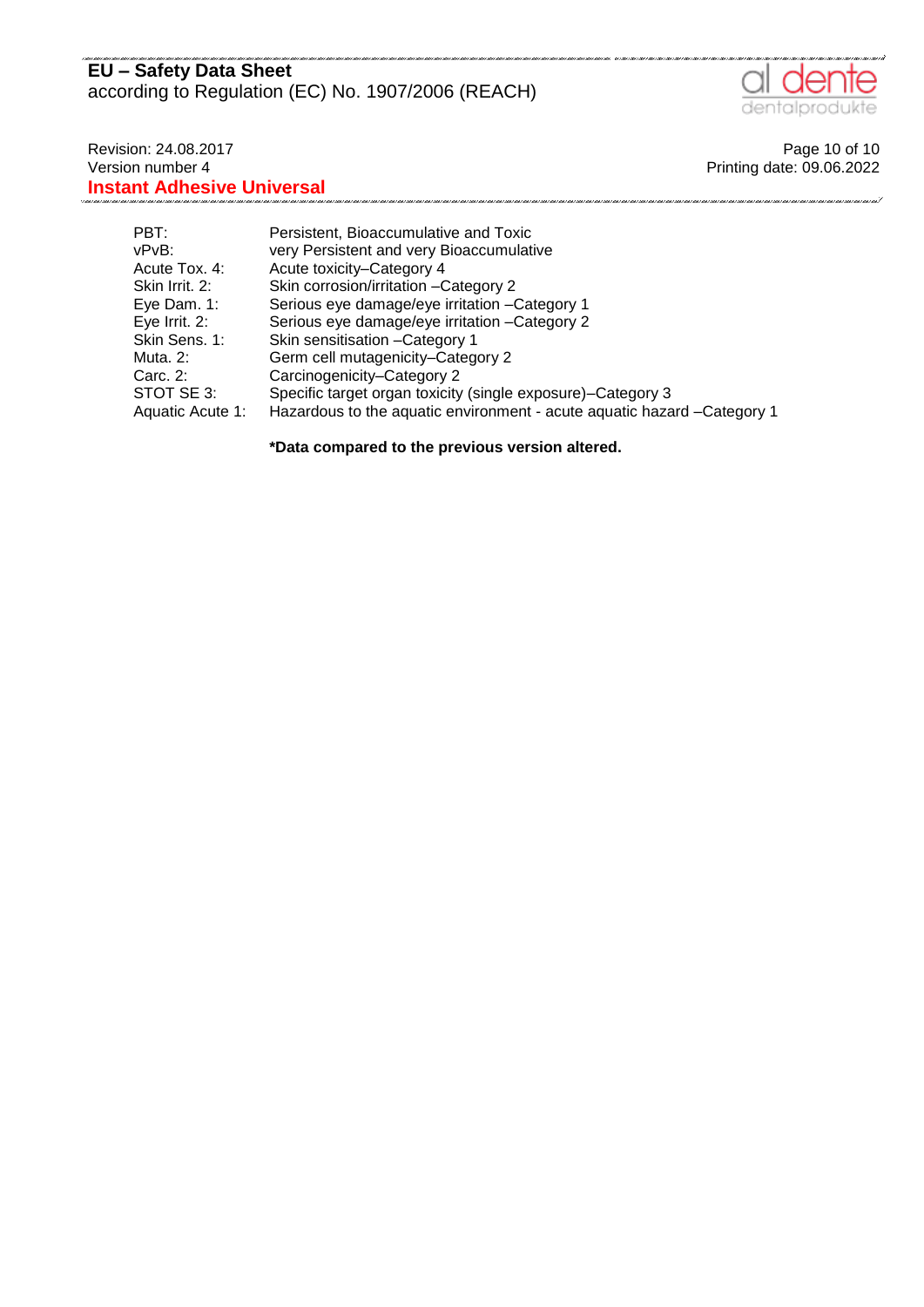| | |
|---|---|
| PBT: | Persistent, Bioaccumulative and Toxic |
| vPvB: | very Persistent and very Bioaccumulative |
| Acute Tox. 4: | Acute toxicity–Category 4 |
| Skin Irrit. 2: | Skin corrosion/irritation –Category 2 |
| Eye Dam. 1: | Serious eye damage/eye irritation –Category 1 |
| Eye Irrit. 2: | Serious eye damage/eye irritation –Category 2 |
| Skin Sens. 1: | Skin sensitisation –Category 1 |
| Muta. 2: | Germ cell mutagenicity–Category 2 |
| Carc. 2: | Carcinogenicity–Category 2 |
| STOT SE 3: | Specific target organ toxicity (single exposure)–Category 3 |
| Aquatic Acute 1: | Hazardous to the aquatic environment - acute aquatic hazard –Category 1 |

**\*Data compared to the previous version altered.**